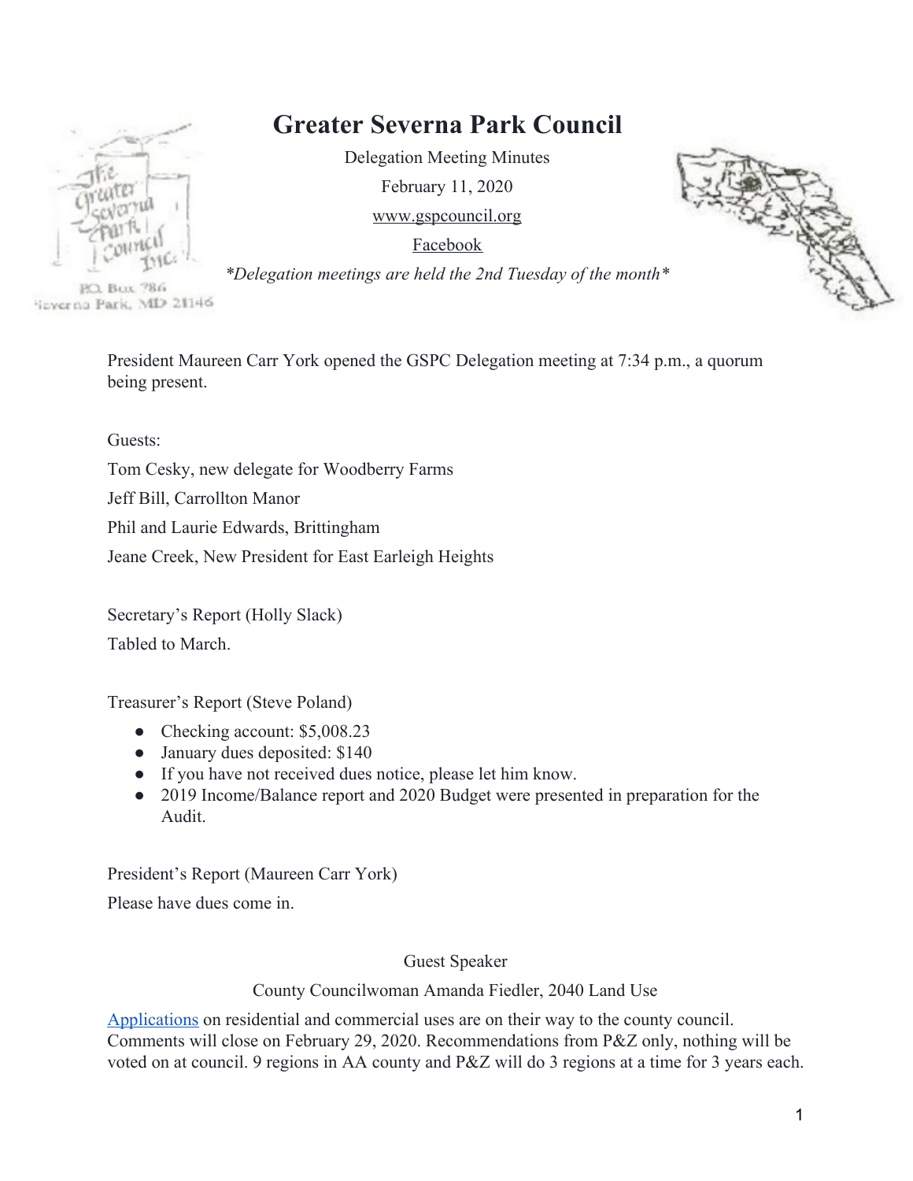# Greater Severna Park Council

Delegation Meeting Minutes

February 11, 2020

www.gspcouncil.org

Facebook

*Delegation meetings are held the 2nd Tuesday of the month*

P.O. Box 786
Severna Park, MD 21146

President Maureen Carr York opened the GSPC Delegation meeting at 7:34 p.m., a quorum being present.

Guests:

Tom Cesky, new delegate for Woodberry Farms

Jeff Bill, Carrollton Manor

Phil and Laurie Edwards, Brittingham

Jeane Creek, New President for East Earleigh Heights

Secretary's Report (Holly Slack)

Tabled to March.

Treasurer's Report (Steve Poland)

- Checking account: $5,008.23
- January dues deposited: $140
- If you have not received dues notice, please let him know.
- 2019 Income/Balance report and 2020 Budget were presented in preparation for the Audit.

President's Report (Maureen Carr York)

Please have dues come in.

Guest Speaker

County Councilwoman Amanda Fiedler, 2040 Land Use

Applications on residential and commercial uses are on their way to the county council. Comments will close on February 29, 2020. Recommendations from P&Z only, nothing will be voted on at council. 9 regions in AA county and P&Z will do 3 regions at a time for 3 years each.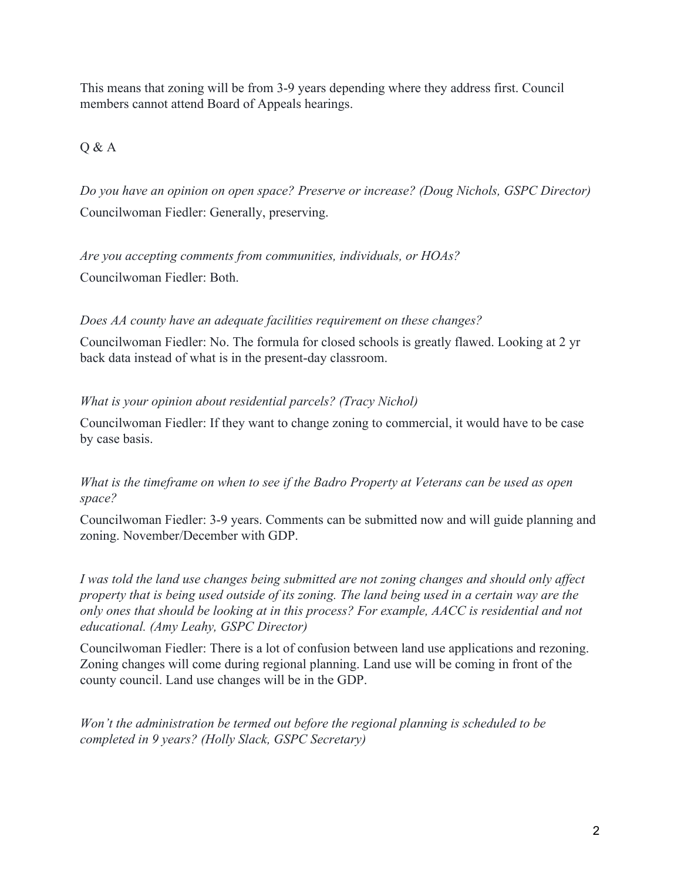This means that zoning will be from 3-9 years depending where they address first. Council members cannot attend Board of Appeals hearings.

Q & A

*Do you have an opinion on open space? Preserve or increase? (Doug Nichols, GSPC Director)*
Councilwoman Fiedler: Generally, preserving.

*Are you accepting comments from communities, individuals, or HOAs?*
Councilwoman Fiedler: Both.

*Does AA county have an adequate facilities requirement on these changes?*
Councilwoman Fiedler: No. The formula for closed schools is greatly flawed. Looking at 2 yr back data instead of what is in the present-day classroom.

*What is your opinion about residential parcels? (Tracy Nichol)*
Councilwoman Fiedler: If they want to change zoning to commercial, it would have to be case by case basis.

*What is the timeframe on when to see if the Badro Property at Veterans can be used as open space?*
Councilwoman Fiedler: 3-9 years. Comments can be submitted now and will guide planning and zoning. November/December with GDP.

*I was told the land use changes being submitted are not zoning changes and should only affect property that is being used outside of its zoning. The land being used in a certain way are the only ones that should be looking at in this process? For example, AACC is residential and not educational. (Amy Leahy, GSPC Director)*
Councilwoman Fiedler: There is a lot of confusion between land use applications and rezoning. Zoning changes will come during regional planning. Land use will be coming in front of the county council. Land use changes will be in the GDP.

*Won't the administration be termed out before the regional planning is scheduled to be completed in 9 years? (Holly Slack, GSPC Secretary)*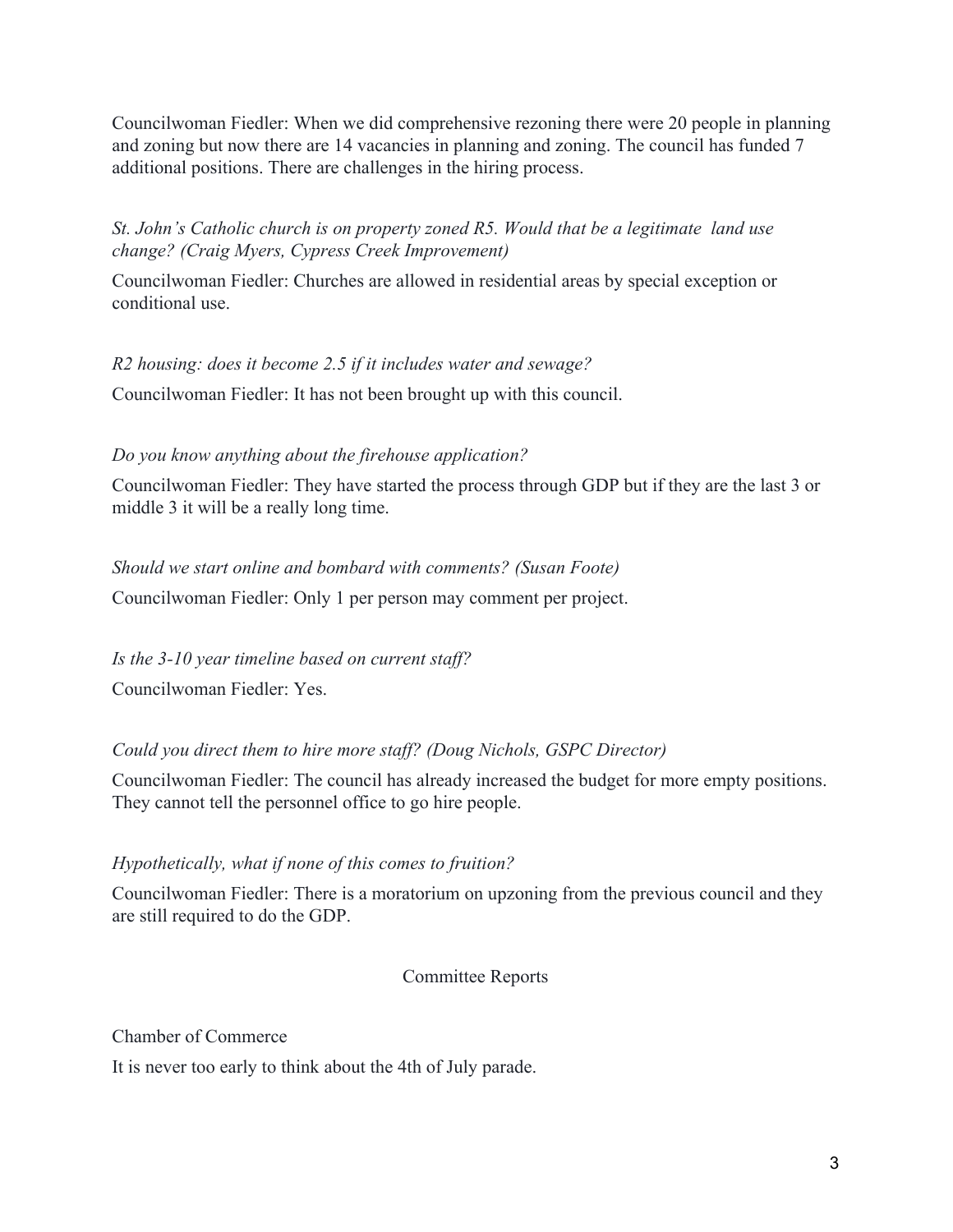Councilwoman Fiedler: When we did comprehensive rezoning there were 20 people in planning and zoning but now there are 14 vacancies in planning and zoning. The council has funded 7 additional positions. There are challenges in the hiring process.

*St. John's Catholic church is on property zoned R5. Would that be a legitimate land use change? (Craig Myers, Cypress Creek Improvement)*

Councilwoman Fiedler: Churches are allowed in residential areas by special exception or conditional use.

*R2 housing: does it become 2.5 if it includes water and sewage?*

Councilwoman Fiedler: It has not been brought up with this council.

*Do you know anything about the firehouse application?*

Councilwoman Fiedler: They have started the process through GDP but if they are the last 3 or middle 3 it will be a really long time.

*Should we start online and bombard with comments? (Susan Foote)*

Councilwoman Fiedler: Only 1 per person may comment per project.

*Is the 3-10 year timeline based on current staff?*

Councilwoman Fiedler: Yes.

*Could you direct them to hire more staff? (Doug Nichols, GSPC Director)*

Councilwoman Fiedler: The council has already increased the budget for more empty positions. They cannot tell the personnel office to go hire people.

*Hypothetically, what if none of this comes to fruition?*

Councilwoman Fiedler: There is a moratorium on upzoning from the previous council and they are still required to do the GDP.

## Committee Reports

Chamber of Commerce

It is never too early to think about the 4th of July parade.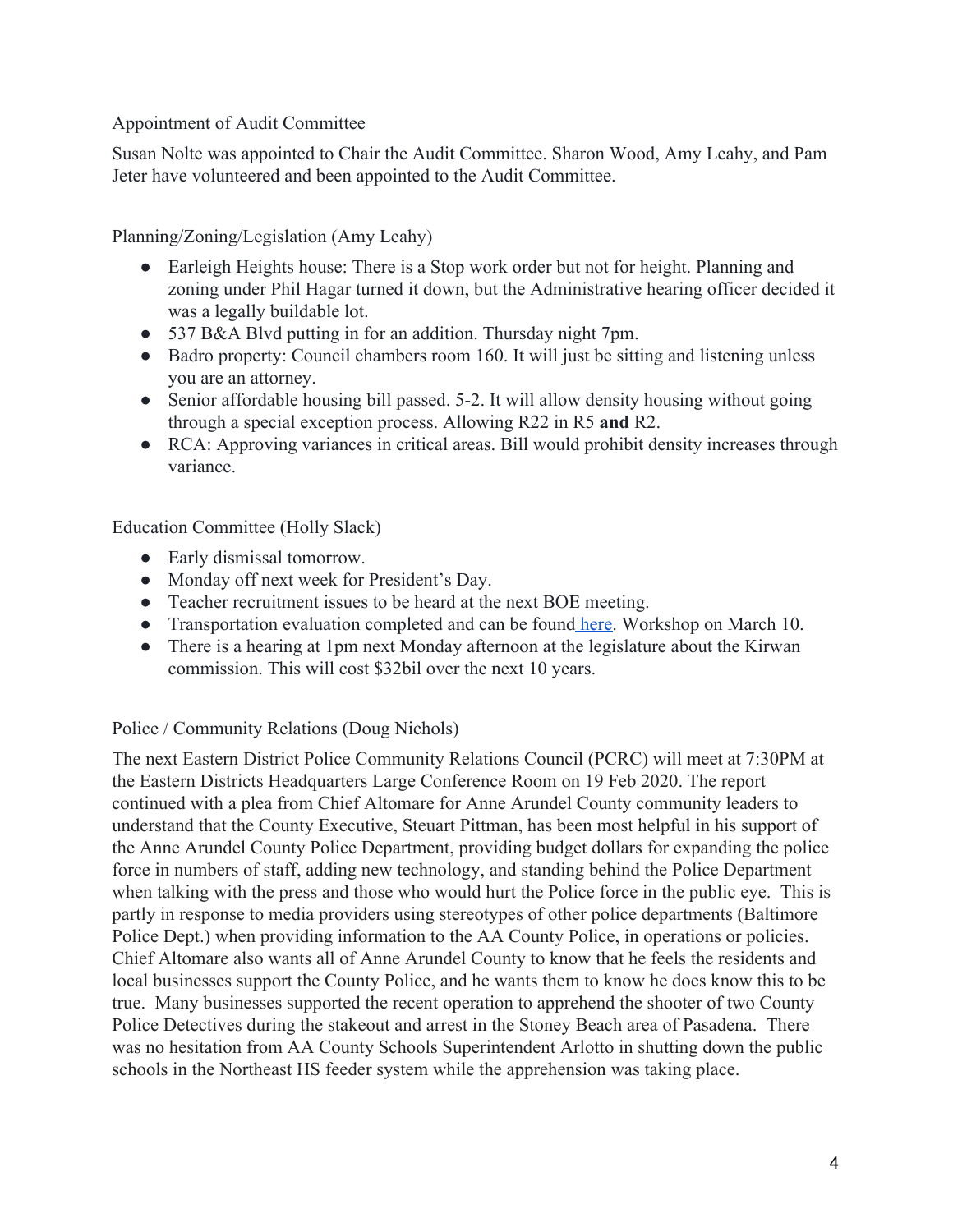## Appointment of Audit Committee

Susan Nolte was appointed to Chair the Audit Committee. Sharon Wood, Amy Leahy, and Pam Jeter have volunteered and been appointed to the Audit Committee.

## Planning/Zoning/Legislation (Amy Leahy)

- Earleigh Heights house: There is a Stop work order but not for height. Planning and zoning under Phil Hagar turned it down, but the Administrative hearing officer decided it was a legally buildable lot.
- 537 B&A Blvd putting in for an addition. Thursday night 7pm.
- Badro property: Council chambers room 160. It will just be sitting and listening unless you are an attorney.
- Senior affordable housing bill passed. 5-2. It will allow density housing without going through a special exception process. Allowing R22 in R5 **and** R2.
- RCA: Approving variances in critical areas. Bill would prohibit density increases through variance.

## Education Committee (Holly Slack)

- Early dismissal tomorrow.
- Monday off next week for President's Day.
- Teacher recruitment issues to be heard at the next BOE meeting.
- Transportation evaluation completed and can be found here. Workshop on March 10.
- There is a hearing at 1pm next Monday afternoon at the legislature about the Kirwan commission. This will cost $32bil over the next 10 years.

## Police / Community Relations (Doug Nichols)

The next Eastern District Police Community Relations Council (PCRC) will meet at 7:30PM at the Eastern Districts Headquarters Large Conference Room on 19 Feb 2020. The report continued with a plea from Chief Altomare for Anne Arundel County community leaders to understand that the County Executive, Steuart Pittman, has been most helpful in his support of the Anne Arundel County Police Department, providing budget dollars for expanding the police force in numbers of staff, adding new technology, and standing behind the Police Department when talking with the press and those who would hurt the Police force in the public eye. This is partly in response to media providers using stereotypes of other police departments (Baltimore Police Dept.) when providing information to the AA County Police, in operations or policies. Chief Altomare also wants all of Anne Arundel County to know that he feels the residents and local businesses support the County Police, and he wants them to know he does know this to be true. Many businesses supported the recent operation to apprehend the shooter of two County Police Detectives during the stakeout and arrest in the Stoney Beach area of Pasadena. There was no hesitation from AA County Schools Superintendent Arlotto in shutting down the public schools in the Northeast HS feeder system while the apprehension was taking place.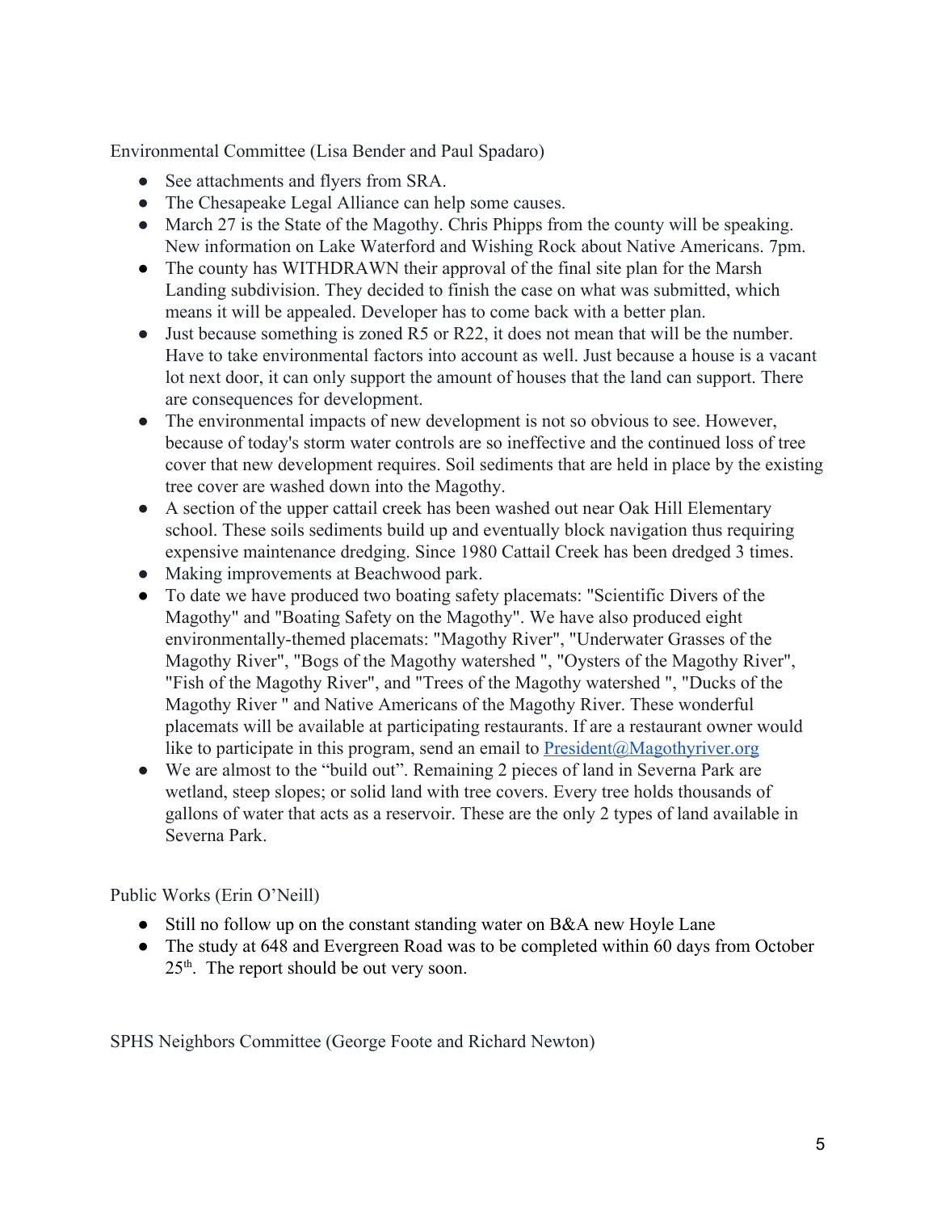Environmental Committee (Lisa Bender and Paul Spadaro)

- See attachments and flyers from SRA.
- The Chesapeake Legal Alliance can help some causes.
- March 27 is the State of the Magothy. Chris Phipps from the county will be speaking. New information on Lake Waterford and Wishing Rock about Native Americans. 7pm.
- The county has WITHDRAWN their approval of the final site plan for the Marsh Landing subdivision. They decided to finish the case on what was submitted, which means it will be appealed. Developer has to come back with a better plan.
- Just because something is zoned R5 or R22, it does not mean that will be the number. Have to take environmental factors into account as well. Just because a house is a vacant lot next door, it can only support the amount of houses that the land can support. There are consequences for development.
- The environmental impacts of new development is not so obvious to see. However, because of today's storm water controls are so ineffective and the continued loss of tree cover that new development requires. Soil sediments that are held in place by the existing tree cover are washed down into the Magothy.
- A section of the upper cattail creek has been washed out near Oak Hill Elementary school. These soils sediments build up and eventually block navigation thus requiring expensive maintenance dredging. Since 1980 Cattail Creek has been dredged 3 times.
- Making improvements at Beachwood park.
- To date we have produced two boating safety placemats: "Scientific Divers of the Magothy" and "Boating Safety on the Magothy". We have also produced eight environmentally-themed placemats: "Magothy River", "Underwater Grasses of the Magothy River", "Bogs of the Magothy watershed ", "Oysters of the Magothy River", "Fish of the Magothy River", and "Trees of the Magothy watershed ", "Ducks of the Magothy River " and Native Americans of the Magothy River. These wonderful placemats will be available at participating restaurants. If are a restaurant owner would like to participate in this program, send an email to [President@Magothyriver.org](mailto:President@Magothyriver.org)
- We are almost to the "build out". Remaining 2 pieces of land in Severna Park are wetland, steep slopes; or solid land with tree covers. Every tree holds thousands of gallons of water that acts as a reservoir. These are the only 2 types of land available in Severna Park.

Public Works (Erin O'Neill)

- Still no follow up on the constant standing water on B&A new Hoyle Lane
- The study at 648 and Evergreen Road was to be completed within 60 days from October 25th. The report should be out very soon.

SPHS Neighbors Committee (George Foote and Richard Newton)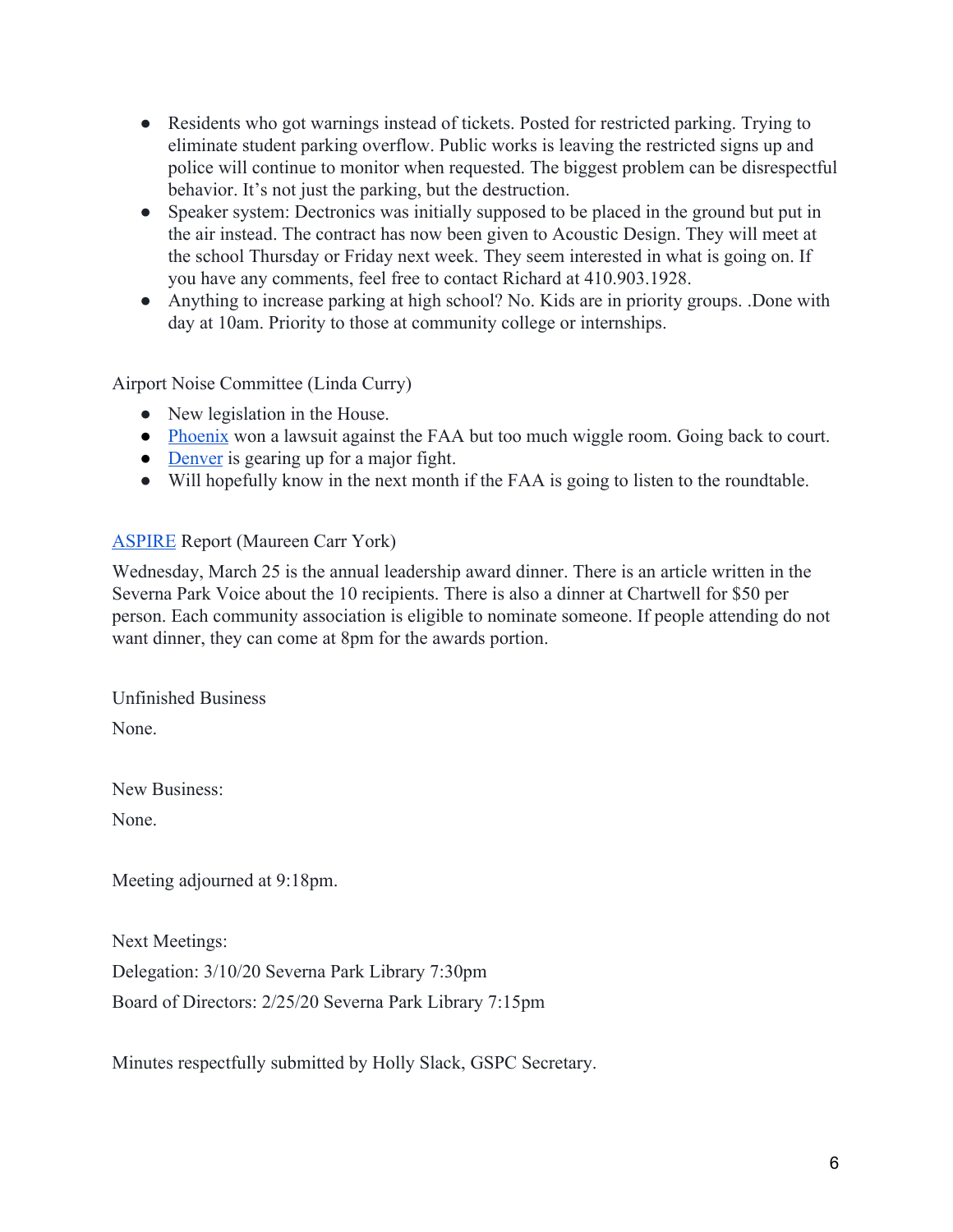- Residents who got warnings instead of tickets. Posted for restricted parking. Trying to eliminate student parking overflow. Public works is leaving the restricted signs up and police will continue to monitor when requested. The biggest problem can be disrespectful behavior. It's not just the parking, but the destruction.
- Speaker system: Dectronics was initially supposed to be placed in the ground but put in the air instead. The contract has now been given to Acoustic Design. They will meet at the school Thursday or Friday next week. They seem interested in what is going on. If you have any comments, feel free to contact Richard at 410.903.1928.
- Anything to increase parking at high school? No. Kids are in priority groups. .Done with day at 10am. Priority to those at community college or internships.

Airport Noise Committee (Linda Curry)

- New legislation in the House.
- Phoenix won a lawsuit against the FAA but too much wiggle room. Going back to court.
- Denver is gearing up for a major fight.
- Will hopefully know in the next month if the FAA is going to listen to the roundtable.

ASPIRE Report (Maureen Carr York)

Wednesday, March 25 is the annual leadership award dinner. There is an article written in the Severna Park Voice about the 10 recipients. There is also a dinner at Chartwell for $50 per person. Each community association is eligible to nominate someone. If people attending do not want dinner, they can come at 8pm for the awards portion.

Unfinished Business

None.

New Business:

None.

Meeting adjourned at 9:18pm.

Next Meetings:

Delegation: 3/10/20 Severna Park Library 7:30pm

Board of Directors: 2/25/20 Severna Park Library 7:15pm

Minutes respectfully submitted by Holly Slack, GSPC Secretary.